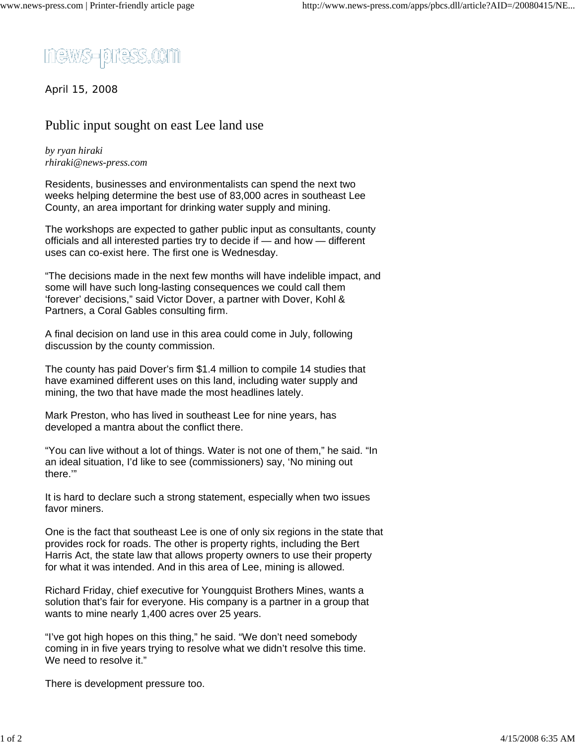news-press.com

April 15, 2008

# Public input sought on east Lee land use

*by ryan hiraki*
*rhiraki@news-press.com*

Residents, businesses and environmentalists can spend the next two weeks helping determine the best use of 83,000 acres in southeast Lee County, an area important for drinking water supply and mining.

The workshops are expected to gather public input as consultants, county officials and all interested parties try to decide if — and how — different uses can co-exist here. The first one is Wednesday.

"The decisions made in the next few months will have indelible impact, and some will have such long-lasting consequences we could call them 'forever' decisions," said Victor Dover, a partner with Dover, Kohl & Partners, a Coral Gables consulting firm.

A final decision on land use in this area could come in July, following discussion by the county commission.

The county has paid Dover's firm $1.4 million to compile 14 studies that have examined different uses on this land, including water supply and mining, the two that have made the most headlines lately.

Mark Preston, who has lived in southeast Lee for nine years, has developed a mantra about the conflict there.

"You can live without a lot of things. Water is not one of them," he said. "In an ideal situation, I'd like to see (commissioners) say, 'No mining out there.'"

It is hard to declare such a strong statement, especially when two issues favor miners.

One is the fact that southeast Lee is one of only six regions in the state that provides rock for roads. The other is property rights, including the Bert Harris Act, the state law that allows property owners to use their property for what it was intended. And in this area of Lee, mining is allowed.

Richard Friday, chief executive for Youngquist Brothers Mines, wants a solution that's fair for everyone. His company is a partner in a group that wants to mine nearly 1,400 acres over 25 years.

"I've got high hopes on this thing," he said. "We don't need somebody coming in in five years trying to resolve what we didn't resolve this time. We need to resolve it."

There is development pressure too.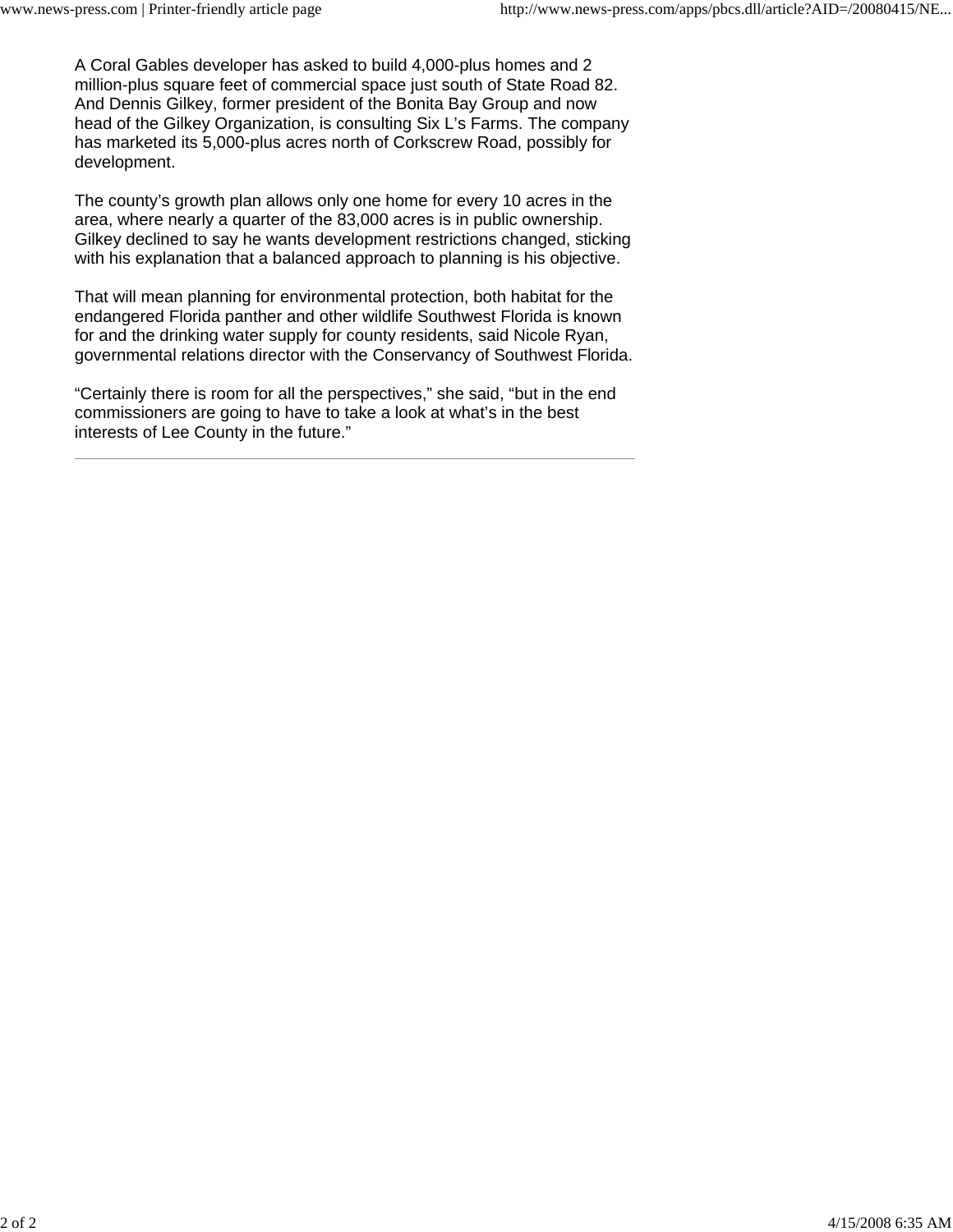A Coral Gables developer has asked to build 4,000-plus homes and 2 million-plus square feet of commercial space just south of State Road 82. And Dennis Gilkey, former president of the Bonita Bay Group and now head of the Gilkey Organization, is consulting Six L's Farms. The company has marketed its 5,000-plus acres north of Corkscrew Road, possibly for development.

The county's growth plan allows only one home for every 10 acres in the area, where nearly a quarter of the 83,000 acres is in public ownership. Gilkey declined to say he wants development restrictions changed, sticking with his explanation that a balanced approach to planning is his objective.

That will mean planning for environmental protection, both habitat for the endangered Florida panther and other wildlife Southwest Florida is known for and the drinking water supply for county residents, said Nicole Ryan, governmental relations director with the Conservancy of Southwest Florida.

"Certainly there is room for all the perspectives," she said, "but in the end commissioners are going to have to take a look at what's in the best interests of Lee County in the future."